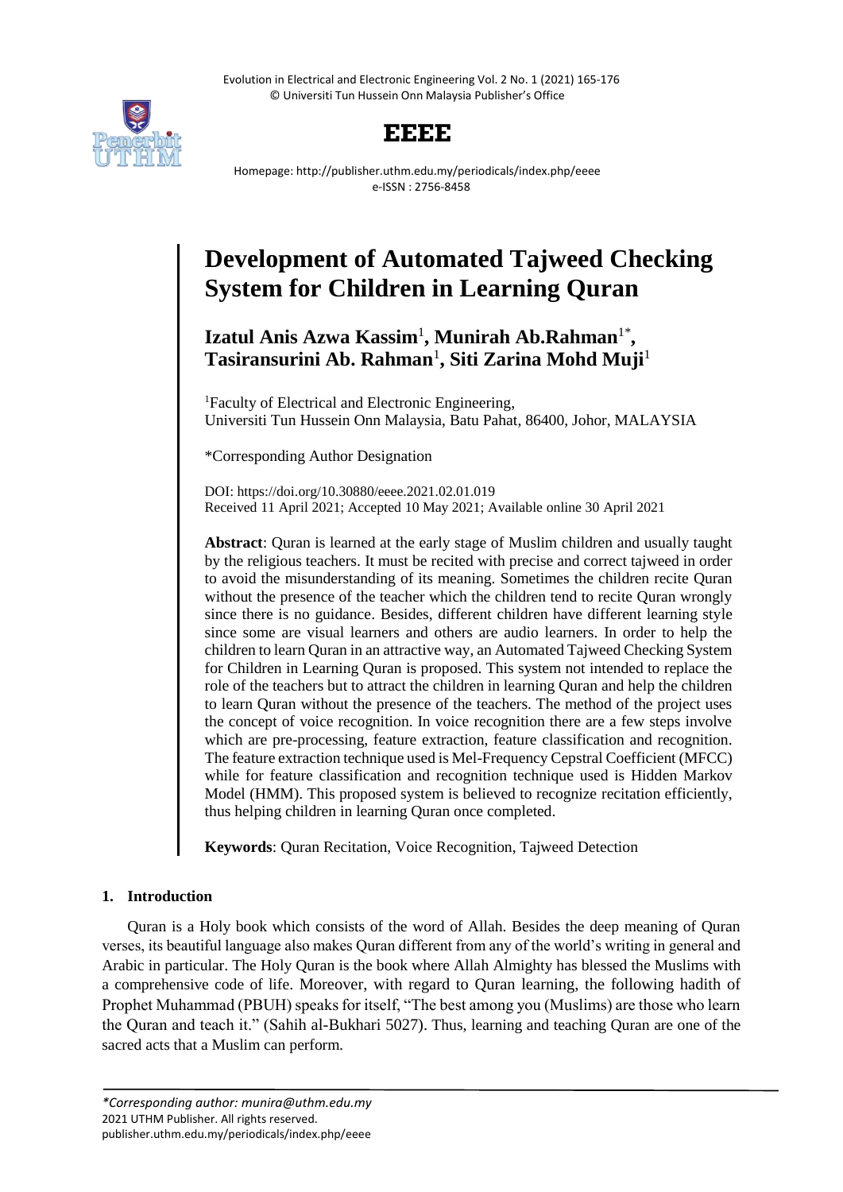# Development of Automated Tajweed Checking System for Children in Learning Quran

**Izatul Anis Azwa Kassim**[1], **Munirah Ab.Rahman**[1*], **Tasiransurini Ab. Rahman**[1], **Siti Zarina Mohd Muji**[1]

[1]Faculty of Electrical and Electronic Engineering, Universiti Tun Hussein Onn Malaysia, Batu Pahat, 86400, Johor, MALAYSIA

*Corresponding Author Designation

DOI: https://doi.org/10.30880/eeee.2021.02.01.019
Received 11 April 2021; Accepted 10 May 2021; Available online 30 April 2021

**Abstract**: Quran is learned at the early stage of Muslim children and usually taught by the religious teachers. It must be recited with precise and correct tajweed in order to avoid the misunderstanding of its meaning. Sometimes the children recite Quran without the presence of the teacher which the children tend to recite Quran wrongly since there is no guidance. Besides, different children have different learning style since some are visual learners and others are audio learners. In order to help the children to learn Quran in an attractive way, an Automated Tajweed Checking System for Children in Learning Quran is proposed. This system not intended to replace the role of the teachers but to attract the children in learning Quran and help the children to learn Quran without the presence of the teachers. The method of the project uses the concept of voice recognition. In voice recognition there are a few steps involve which are pre-processing, feature extraction, feature classification and recognition. The feature extraction technique used is Mel-Frequency Cepstral Coefficient (MFCC) while for feature classification and recognition technique used is Hidden Markov Model (HMM). This proposed system is believed to recognize recitation efficiently, thus helping children in learning Quran once completed.

**Keywords**: Quran Recitation, Voice Recognition, Tajweed Detection

## 1. Introduction

Quran is a Holy book which consists of the word of Allah. Besides the deep meaning of Quran verses, its beautiful language also makes Quran different from any of the world's writing in general and Arabic in particular. The Holy Quran is the book where Allah Almighty has blessed the Muslims with a comprehensive code of life. Moreover, with regard to Quran learning, the following hadith of Prophet Muhammad (PBUH) speaks for itself, "The best among you (Muslims) are those who learn the Quran and teach it." (Sahih al-Bukhari 5027). Thus, learning and teaching Quran are one of the sacred acts that a Muslim can perform.

*\*Corresponding author: munira@uthm.edu.my*
2021 UTHM Publisher. All rights reserved.
publisher.uthm.edu.my/periodicals/index.php/eeee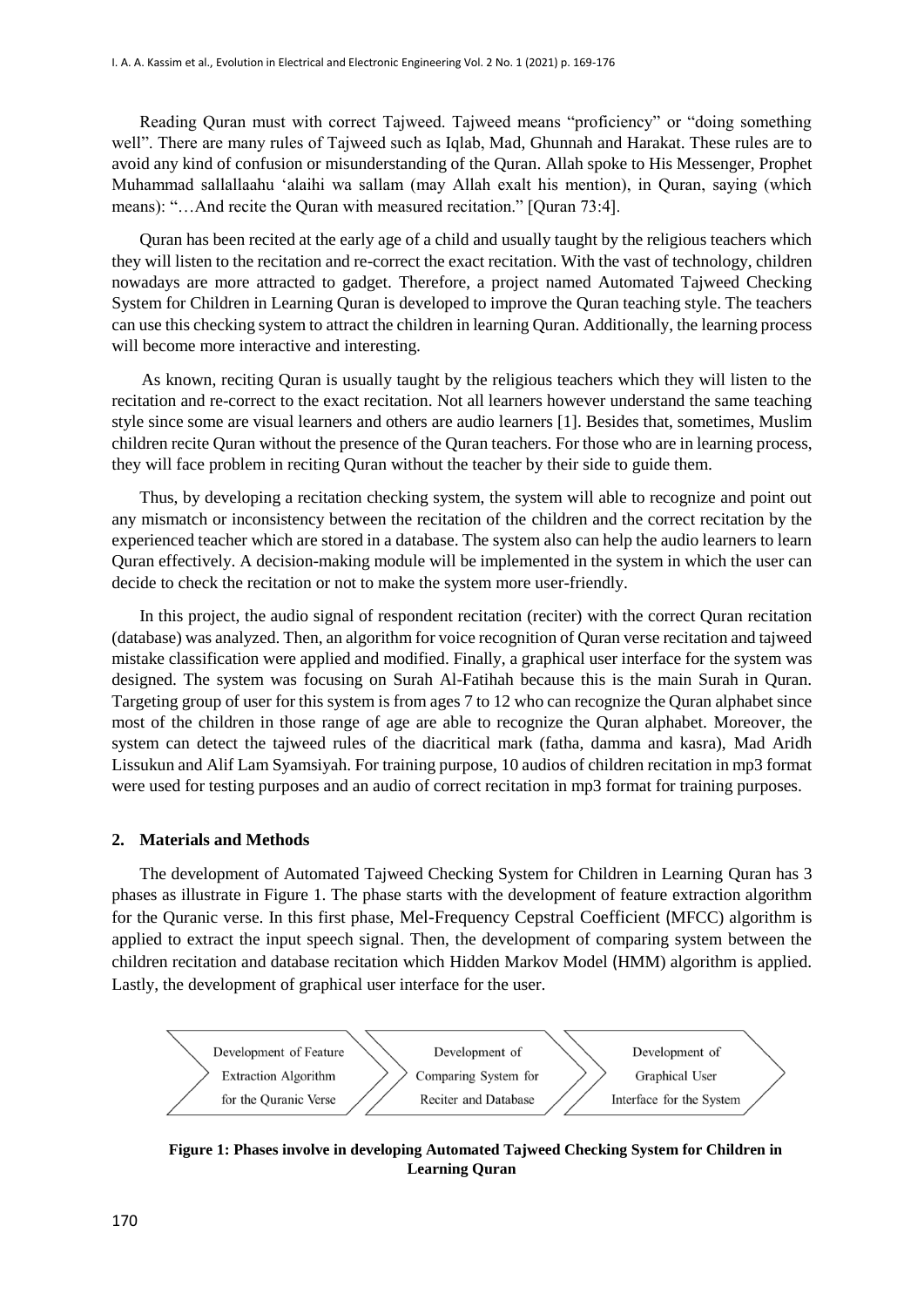Reading Quran must with correct Tajweed. Tajweed means "proficiency" or "doing something well". There are many rules of Tajweed such as Iqlab, Mad, Ghunnah and Harakat. These rules are to avoid any kind of confusion or misunderstanding of the Quran. Allah spoke to His Messenger, Prophet Muhammad sallallaahu 'alaihi wa sallam (may Allah exalt his mention), in Quran, saying (which means): "…And recite the Quran with measured recitation." [Quran 73:4].

Quran has been recited at the early age of a child and usually taught by the religious teachers which they will listen to the recitation and re-correct the exact recitation. With the vast of technology, children nowadays are more attracted to gadget. Therefore, a project named Automated Tajweed Checking System for Children in Learning Quran is developed to improve the Quran teaching style. The teachers can use this checking system to attract the children in learning Quran. Additionally, the learning process will become more interactive and interesting.

As known, reciting Quran is usually taught by the religious teachers which they will listen to the recitation and re-correct to the exact recitation. Not all learners however understand the same teaching style since some are visual learners and others are audio learners [1]. Besides that, sometimes, Muslim children recite Quran without the presence of the Quran teachers. For those who are in learning process, they will face problem in reciting Quran without the teacher by their side to guide them.

Thus, by developing a recitation checking system, the system will able to recognize and point out any mismatch or inconsistency between the recitation of the children and the correct recitation by the experienced teacher which are stored in a database. The system also can help the audio learners to learn Quran effectively. A decision-making module will be implemented in the system in which the user can decide to check the recitation or not to make the system more user-friendly.

In this project, the audio signal of respondent recitation (reciter) with the correct Quran recitation (database) was analyzed. Then, an algorithm for voice recognition of Quran verse recitation and tajweed mistake classification were applied and modified. Finally, a graphical user interface for the system was designed. The system was focusing on Surah Al-Fatihah because this is the main Surah in Quran. Targeting group of user for this system is from ages 7 to 12 who can recognize the Quran alphabet since most of the children in those range of age are able to recognize the Quran alphabet. Moreover, the system can detect the tajweed rules of the diacritical mark (fatha, damma and kasra), Mad Aridh Lissukun and Alif Lam Syamsiyah. For training purpose, 10 audios of children recitation in mp3 format were used for testing purposes and an audio of correct recitation in mp3 format for training purposes.

## 2. Materials and Methods

The development of Automated Tajweed Checking System for Children in Learning Quran has 3 phases as illustrate in Figure 1. The phase starts with the development of feature extraction algorithm for the Quranic verse. In this first phase, Mel-Frequency Cepstral Coefficient (MFCC) algorithm is applied to extract the input speech signal. Then, the development of comparing system between the children recitation and database recitation which Hidden Markov Model (HMM) algorithm is applied. Lastly, the development of graphical user interface for the user.

Development of Feature Extraction Algorithm for the Quranic Verse → Development of Comparing System for Reciter and Database → Development of Graphical User Interface for the System

**Figure 1: Phases involve in developing Automated Tajweed Checking System for Children in Learning Quran**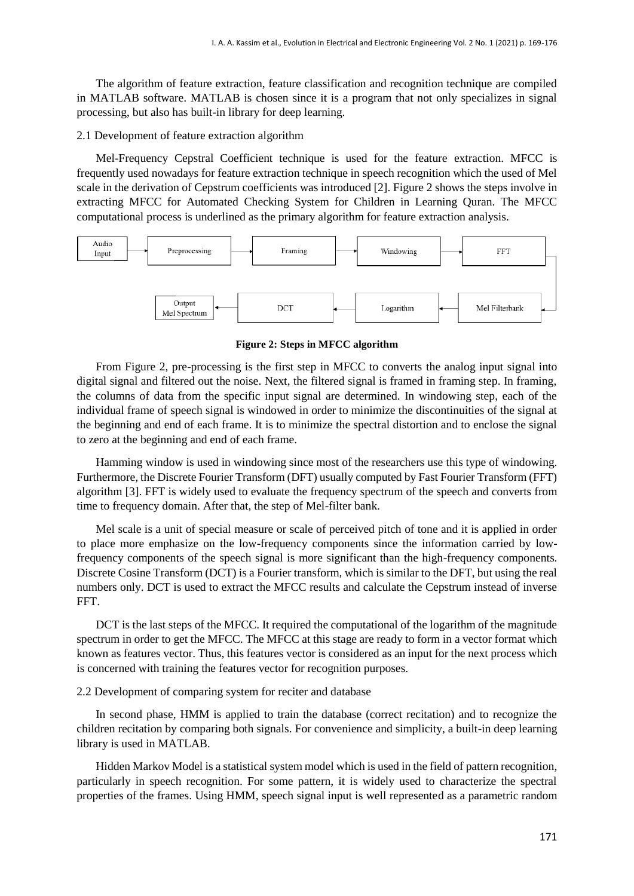The algorithm of feature extraction, feature classification and recognition technique are compiled in MATLAB software. MATLAB is chosen since it is a program that not only specializes in signal processing, but also has built-in library for deep learning.

## 2.1 Development of feature extraction algorithm

Mel-Frequency Cepstral Coefficient technique is used for the feature extraction. MFCC is frequently used nowadays for feature extraction technique in speech recognition which the used of Mel scale in the derivation of Cepstrum coefficients was introduced [2]. Figure 2 shows the steps involve in extracting MFCC for Automated Checking System for Children in Learning Quran. The MFCC computational process is underlined as the primary algorithm for feature extraction analysis.

Audio Input → Preprocessing → Framing → Windowing → FFT → Mel Filterbank → Logarithm → DCT → Output Mel Spectrum

**Figure 2: Steps in MFCC algorithm**

From Figure 2, pre-processing is the first step in MFCC to converts the analog input signal into digital signal and filtered out the noise. Next, the filtered signal is framed in framing step. In framing, the columns of data from the specific input signal are determined. In windowing step, each of the individual frame of speech signal is windowed in order to minimize the discontinuities of the signal at the beginning and end of each frame. It is to minimize the spectral distortion and to enclose the signal to zero at the beginning and end of each frame.

Hamming window is used in windowing since most of the researchers use this type of windowing. Furthermore, the Discrete Fourier Transform (DFT) usually computed by Fast Fourier Transform (FFT) algorithm [3]. FFT is widely used to evaluate the frequency spectrum of the speech and converts from time to frequency domain. After that, the step of Mel-filter bank.

Mel scale is a unit of special measure or scale of perceived pitch of tone and it is applied in order to place more emphasize on the low-frequency components since the information carried by low-frequency components of the speech signal is more significant than the high-frequency components. Discrete Cosine Transform (DCT) is a Fourier transform, which is similar to the DFT, but using the real numbers only. DCT is used to extract the MFCC results and calculate the Cepstrum instead of inverse FFT.

DCT is the last steps of the MFCC. It required the computational of the logarithm of the magnitude spectrum in order to get the MFCC. The MFCC at this stage are ready to form in a vector format which known as features vector. Thus, this features vector is considered as an input for the next process which is concerned with training the features vector for recognition purposes.

## 2.2 Development of comparing system for reciter and database

In second phase, HMM is applied to train the database (correct recitation) and to recognize the children recitation by comparing both signals. For convenience and simplicity, a built-in deep learning library is used in MATLAB.

Hidden Markov Model is a statistical system model which is used in the field of pattern recognition, particularly in speech recognition. For some pattern, it is widely used to characterize the spectral properties of the frames. Using HMM, speech signal input is well represented as a parametric random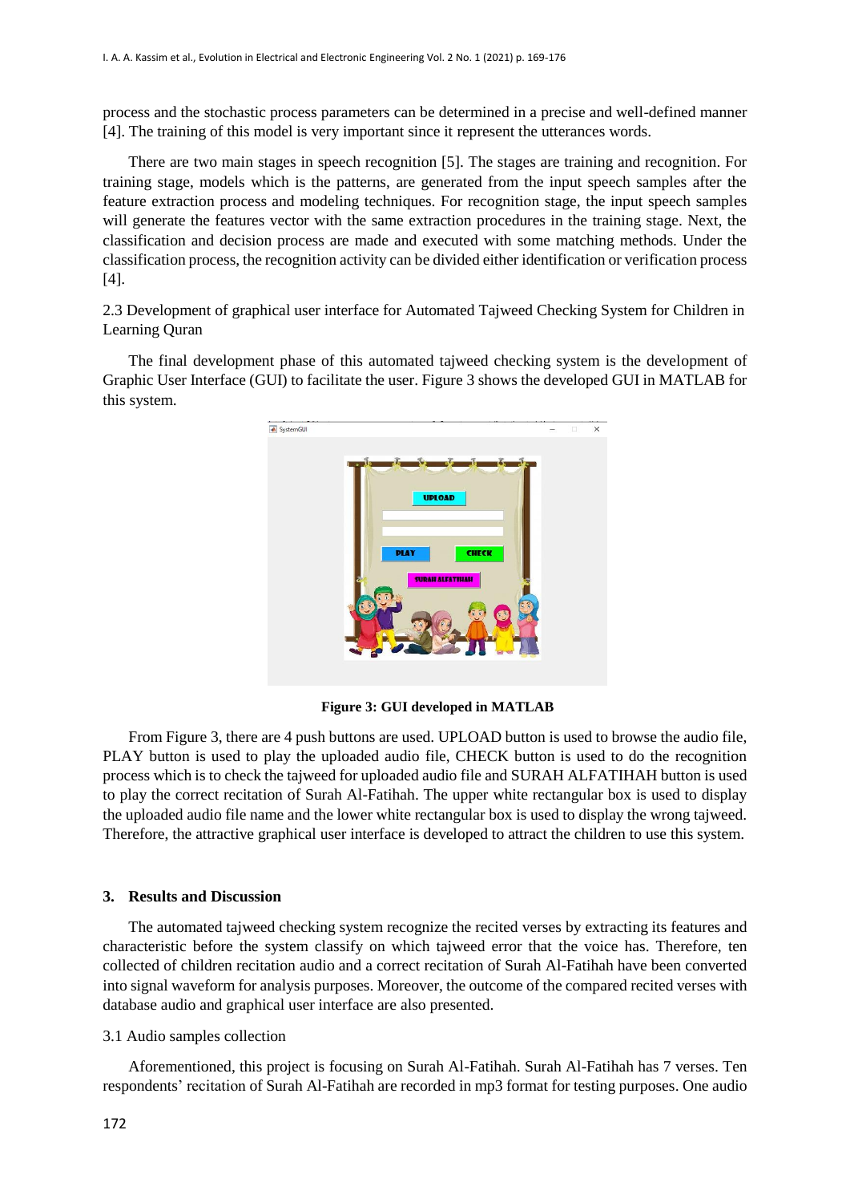process and the stochastic process parameters can be determined in a precise and well-defined manner [4]. The training of this model is very important since it represent the utterances words.

There are two main stages in speech recognition [5]. The stages are training and recognition. For training stage, models which is the patterns, are generated from the input speech samples after the feature extraction process and modeling techniques. For recognition stage, the input speech samples will generate the features vector with the same extraction procedures in the training stage. Next, the classification and decision process are made and executed with some matching methods. Under the classification process, the recognition activity can be divided either identification or verification process [4].

### 2.3 Development of graphical user interface for Automated Tajweed Checking System for Children in Learning Quran

The final development phase of this automated tajweed checking system is the development of Graphic User Interface (GUI) to facilitate the user. Figure 3 shows the developed GUI in MATLAB for this system.

**Figure 3: GUI developed in MATLAB**

From Figure 3, there are 4 push buttons are used. UPLOAD button is used to browse the audio file, PLAY button is used to play the uploaded audio file, CHECK button is used to do the recognition process which is to check the tajweed for uploaded audio file and SURAH ALFATIHAH button is used to play the correct recitation of Surah Al-Fatihah. The upper white rectangular box is used to display the uploaded audio file name and the lower white rectangular box is used to display the wrong tajweed. Therefore, the attractive graphical user interface is developed to attract the children to use this system.

## 3. Results and Discussion

The automated tajweed checking system recognize the recited verses by extracting its features and characteristic before the system classify on which tajweed error that the voice has. Therefore, ten collected of children recitation audio and a correct recitation of Surah Al-Fatihah have been converted into signal waveform for analysis purposes. Moreover, the outcome of the compared recited verses with database audio and graphical user interface are also presented.

### 3.1 Audio samples collection

Aforementioned, this project is focusing on Surah Al-Fatihah. Surah Al-Fatihah has 7 verses. Ten respondents' recitation of Surah Al-Fatihah are recorded in mp3 format for testing purposes. One audio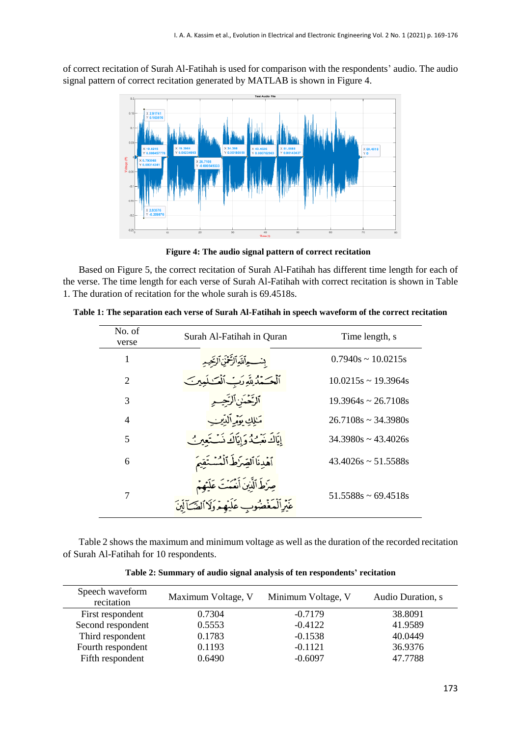of correct recitation of Surah Al-Fatihah is used for comparison with the respondents' audio. The audio signal pattern of correct recitation generated by MATLAB is shown in Figure 4.

**Figure 4: The audio signal pattern of correct recitation**

Based on Figure 5, the correct recitation of Surah Al-Fatihah has different time length for each of the verse. The time length for each verse of Surah Al-Fatihah with correct recitation is shown in Table 1. The duration of recitation for the whole surah is 69.4518s.

**Table 1: The separation each verse of Surah Al-Fatihah in speech waveform of the correct recitation**

| No. of verse | Surah Al-Fatihah in Quran | Time length, s |
|---|---|---|
| 1 | بِسْمِ ٱللَّهِ ٱلرَّحْمَٰنِ ٱلرَّحِيمِ | 0.7940s ~ 10.0215s |
| 2 | ٱلْحَمْدُ لِلَّهِ رَبِّ ٱلْعَٰلَمِينَ | 10.0215s ~ 19.3964s |
| 3 | ٱلرَّحْمَٰنِ ٱلرَّحِيمِ | 19.3964s ~ 26.7108s |
| 4 | مَٰلِكِ يَوْمِ ٱلدِّينِ | 26.7108s ~ 34.3980s |
| 5 | إِيَّاكَ نَعْبُدُ وَإِيَّاكَ نَسْتَعِينُ | 34.3980s ~ 43.4026s |
| 6 | ٱهْدِنَا ٱلصِّرَٰطَ ٱلْمُسْتَقِيمَ | 43.4026s ~ 51.5588s |
| 7 | صِرَٰطَ ٱلَّذِينَ أَنْعَمْتَ عَلَيْهِمْ غَيْرِ ٱلْمَغْضُوبِ عَلَيْهِمْ وَلَا ٱلضَّآلِّينَ | 51.5588s ~ 69.4518s |

Table 2 shows the maximum and minimum voltage as well as the duration of the recorded recitation of Surah Al-Fatihah for 10 respondents.

**Table 2: Summary of audio signal analysis of ten respondents' recitation**

| Speech waveform recitation | Maximum Voltage, V | Minimum Voltage, V | Audio Duration, s |
|---|---|---|---|
| First respondent | 0.7304 | -0.7179 | 38.8091 |
| Second respondent | 0.5553 | -0.4122 | 41.9589 |
| Third respondent | 0.1783 | -0.1538 | 40.0449 |
| Fourth respondent | 0.1193 | -0.1121 | 36.9376 |
| Fifth respondent | 0.6490 | -0.6097 | 47.7788 |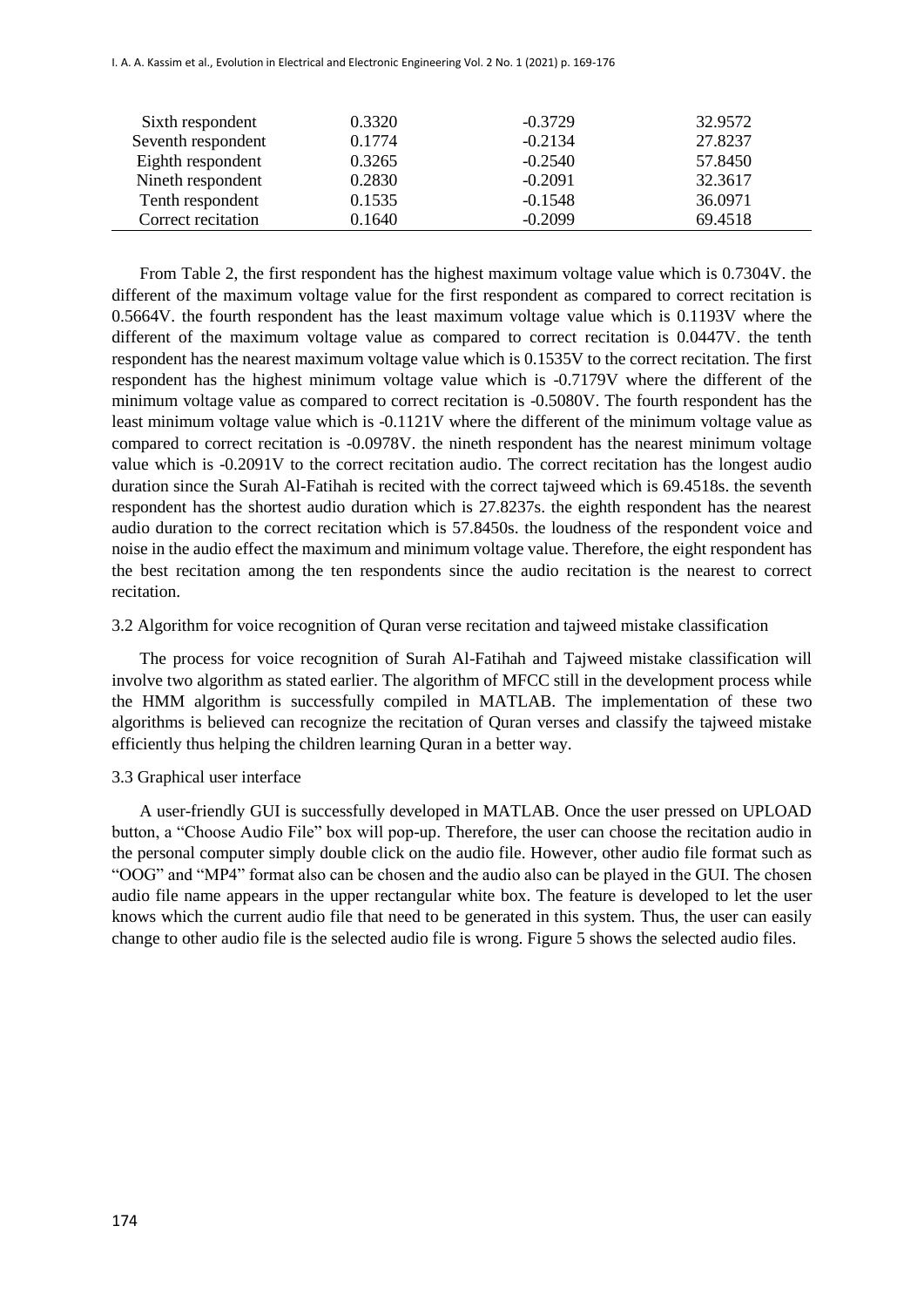| | | | |
|---|---|---|---|
| Sixth respondent | 0.3320 | -0.3729 | 32.9572 |
| Seventh respondent | 0.1774 | -0.2134 | 27.8237 |
| Eighth respondent | 0.3265 | -0.2540 | 57.8450 |
| Nineth respondent | 0.2830 | -0.2091 | 32.3617 |
| Tenth respondent | 0.1535 | -0.1548 | 36.0971 |
| Correct recitation | 0.1640 | -0.2099 | 69.4518 |

From Table 2, the first respondent has the highest maximum voltage value which is 0.7304V. the different of the maximum voltage value for the first respondent as compared to correct recitation is 0.5664V. the fourth respondent has the least maximum voltage value which is 0.1193V where the different of the maximum voltage value as compared to correct recitation is 0.0447V. the tenth respondent has the nearest maximum voltage value which is 0.1535V to the correct recitation. The first respondent has the highest minimum voltage value which is -0.7179V where the different of the minimum voltage value as compared to correct recitation is -0.5080V. The fourth respondent has the least minimum voltage value which is -0.1121V where the different of the minimum voltage value as compared to correct recitation is -0.0978V. the nineth respondent has the nearest minimum voltage value which is -0.2091V to the correct recitation audio. The correct recitation has the longest audio duration since the Surah Al-Fatihah is recited with the correct tajweed which is 69.4518s. the seventh respondent has the shortest audio duration which is 27.8237s. the eighth respondent has the nearest audio duration to the correct recitation which is 57.8450s. the loudness of the respondent voice and noise in the audio effect the maximum and minimum voltage value. Therefore, the eight respondent has the best recitation among the ten respondents since the audio recitation is the nearest to correct recitation.

### 3.2 Algorithm for voice recognition of Quran verse recitation and tajweed mistake classification

The process for voice recognition of Surah Al-Fatihah and Tajweed mistake classification will involve two algorithm as stated earlier. The algorithm of MFCC still in the development process while the HMM algorithm is successfully compiled in MATLAB. The implementation of these two algorithms is believed can recognize the recitation of Quran verses and classify the tajweed mistake efficiently thus helping the children learning Quran in a better way.

### 3.3 Graphical user interface

A user-friendly GUI is successfully developed in MATLAB. Once the user pressed on UPLOAD button, a "Choose Audio File" box will pop-up. Therefore, the user can choose the recitation audio in the personal computer simply double click on the audio file. However, other audio file format such as "OOG" and "MP4" format also can be chosen and the audio also can be played in the GUI. The chosen audio file name appears in the upper rectangular white box. The feature is developed to let the user knows which the current audio file that need to be generated in this system. Thus, the user can easily change to other audio file is the selected audio file is wrong. Figure 5 shows the selected audio files.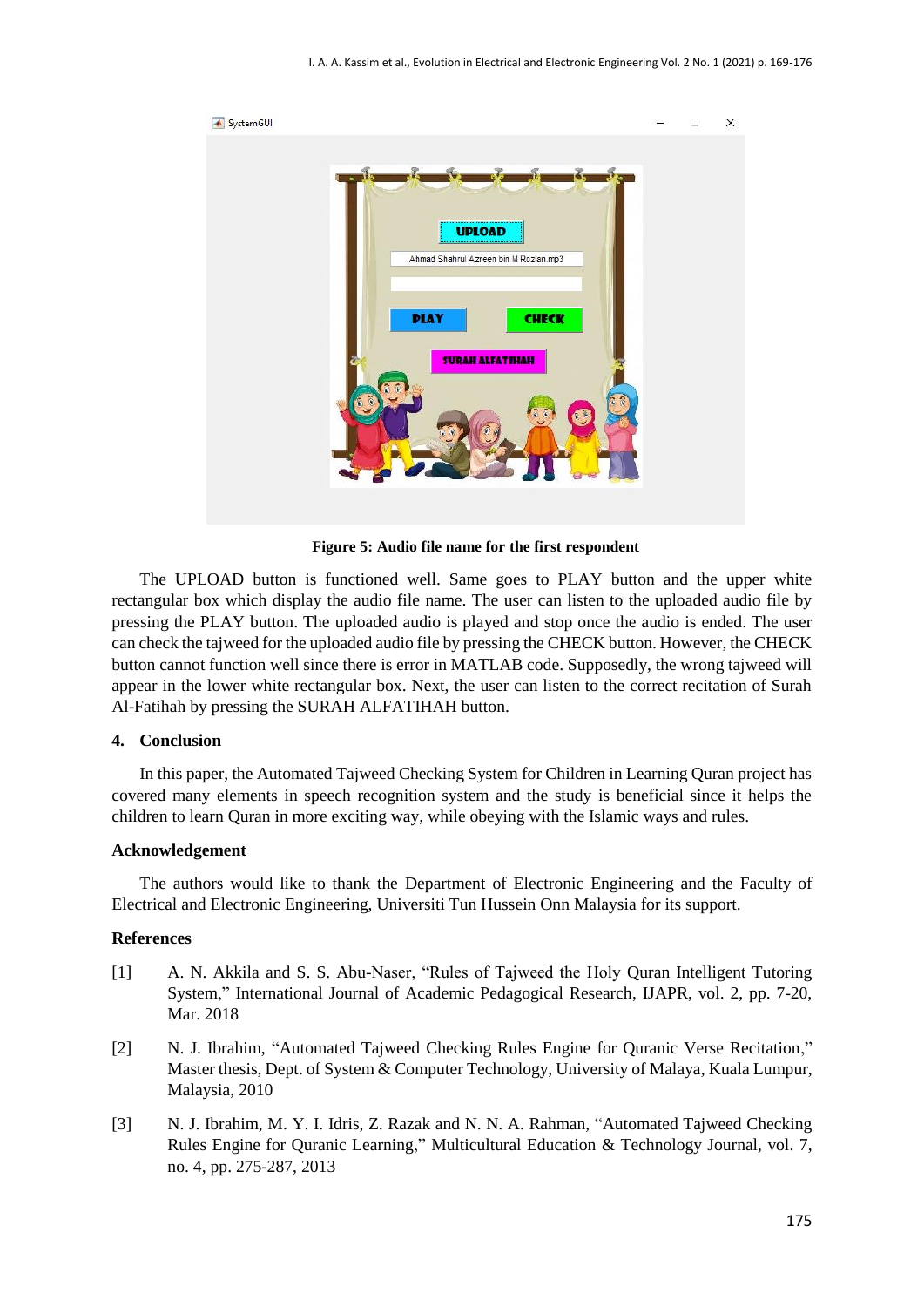Figure 5: Audio file name for the first respondent

The UPLOAD button is functioned well. Same goes to PLAY button and the upper white rectangular box which display the audio file name. The user can listen to the uploaded audio file by pressing the PLAY button. The uploaded audio is played and stop once the audio is ended. The user can check the tajweed for the uploaded audio file by pressing the CHECK button. However, the CHECK button cannot function well since there is error in MATLAB code. Supposedly, the wrong tajweed will appear in the lower white rectangular box. Next, the user can listen to the correct recitation of Surah Al-Fatihah by pressing the SURAH ALFATIHAH button.

## 4. Conclusion

In this paper, the Automated Tajweed Checking System for Children in Learning Quran project has covered many elements in speech recognition system and the study is beneficial since it helps the children to learn Quran in more exciting way, while obeying with the Islamic ways and rules.

## Acknowledgement

The authors would like to thank the Department of Electronic Engineering and the Faculty of Electrical and Electronic Engineering, Universiti Tun Hussein Onn Malaysia for its support.

## References

[1] A. N. Akkila and S. S. Abu-Naser, "Rules of Tajweed the Holy Quran Intelligent Tutoring System," International Journal of Academic Pedagogical Research, IJAPR, vol. 2, pp. 7-20, Mar. 2018

[2] N. J. Ibrahim, "Automated Tajweed Checking Rules Engine for Quranic Verse Recitation," Master thesis, Dept. of System & Computer Technology, University of Malaya, Kuala Lumpur, Malaysia, 2010

[3] N. J. Ibrahim, M. Y. I. Idris, Z. Razak and N. N. A. Rahman, "Automated Tajweed Checking Rules Engine for Quranic Learning," Multicultural Education & Technology Journal, vol. 7, no. 4, pp. 275-287, 2013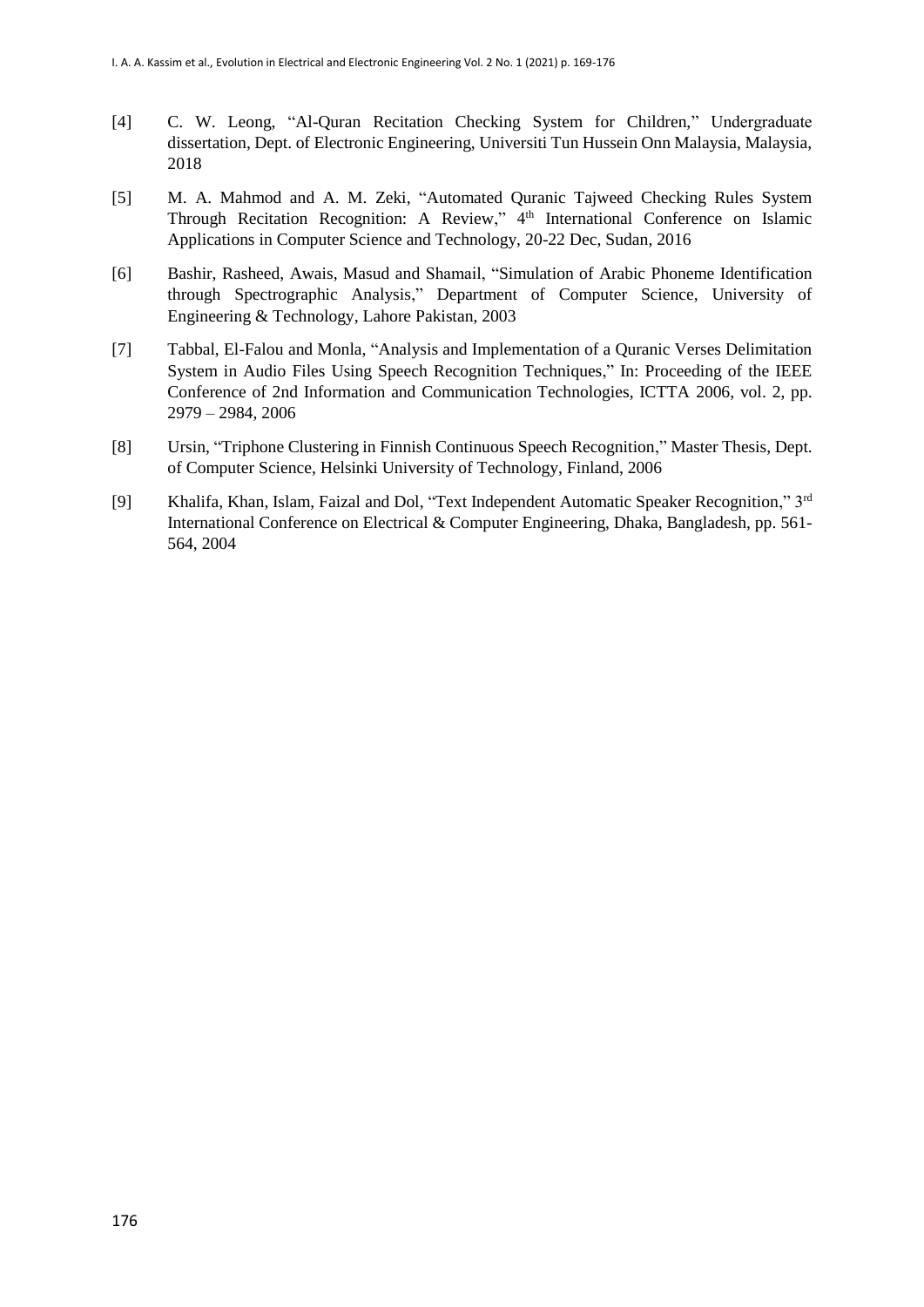[4] C. W. Leong, "Al-Quran Recitation Checking System for Children," Undergraduate dissertation, Dept. of Electronic Engineering, Universiti Tun Hussein Onn Malaysia, Malaysia, 2018

[5] M. A. Mahmod and A. M. Zeki, "Automated Quranic Tajweed Checking Rules System Through Recitation Recognition: A Review," 4th International Conference on Islamic Applications in Computer Science and Technology, 20-22 Dec, Sudan, 2016

[6] Bashir, Rasheed, Awais, Masud and Shamail, "Simulation of Arabic Phoneme Identification through Spectrographic Analysis," Department of Computer Science, University of Engineering & Technology, Lahore Pakistan, 2003

[7] Tabbal, El-Falou and Monla, "Analysis and Implementation of a Quranic Verses Delimitation System in Audio Files Using Speech Recognition Techniques," In: Proceeding of the IEEE Conference of 2nd Information and Communication Technologies, ICTTA 2006, vol. 2, pp. 2979 – 2984, 2006

[8] Ursin, "Triphone Clustering in Finnish Continuous Speech Recognition," Master Thesis, Dept. of Computer Science, Helsinki University of Technology, Finland, 2006

[9] Khalifa, Khan, Islam, Faizal and Dol, "Text Independent Automatic Speaker Recognition," 3rd International Conference on Electrical & Computer Engineering, Dhaka, Bangladesh, pp. 561-564, 2004